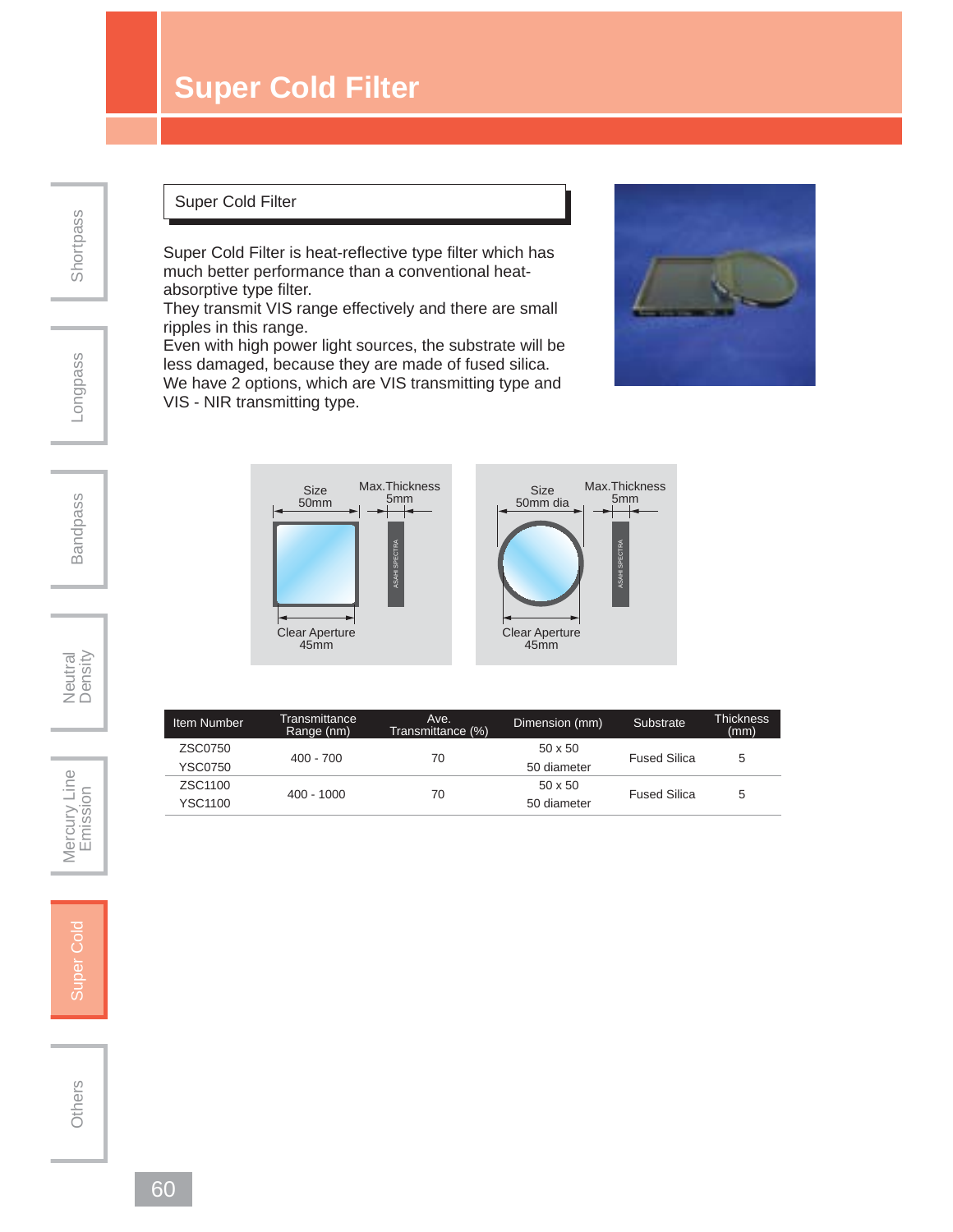# Super Cold Filter

## Super Cold Filter

Super Cold Filter is heat-reflective type filter which has much better performance than a conventional heat-absorptive type filter.
They transmit VIS range effectively and there are small ripples in this range.
Even with high power light sources, the substrate will be less damaged, because they are made of fused silica.
We have 2 options, which are VIS transmitting type and VIS - NIR transmitting type.

Size 50mm | Max.Thickness 5mm | Clear Aperture 45mm

Size 50mm dia | Max.Thickness 5mm | Clear Aperture 45mm

| Item Number | Transmittance Range (nm) | Ave. Transmittance (%) | Dimension (mm) | Substrate | Thickness (mm) |
|---|---|---|---|---|---|
| ZSC0750 | 400 - 700 | 70 | 50 x 50 | Fused Silica | 5 |
| YSC0750 | | | 50 diameter | | |
| ZSC1100 | 400 - 1000 | 70 | 50 x 50 | Fused Silica | 5 |
| YSC1100 | | | 50 diameter | | |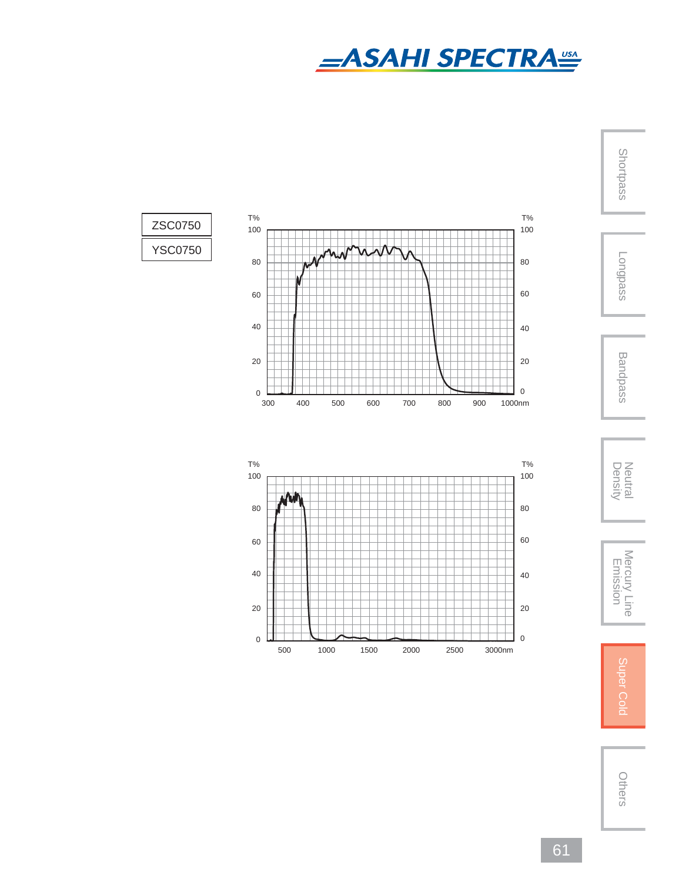ZSC0750

YSC0750

T%

100

80

60

40

20

0

300 400 500 600 700 800 900 1000nm

T%

100

80

60

40

20

0

500 1000 1500 2000 2500 3000nm

Shortpass

Longpass

Bandpass

Neutral Density

Mercury Line Emission

Super Cold

Others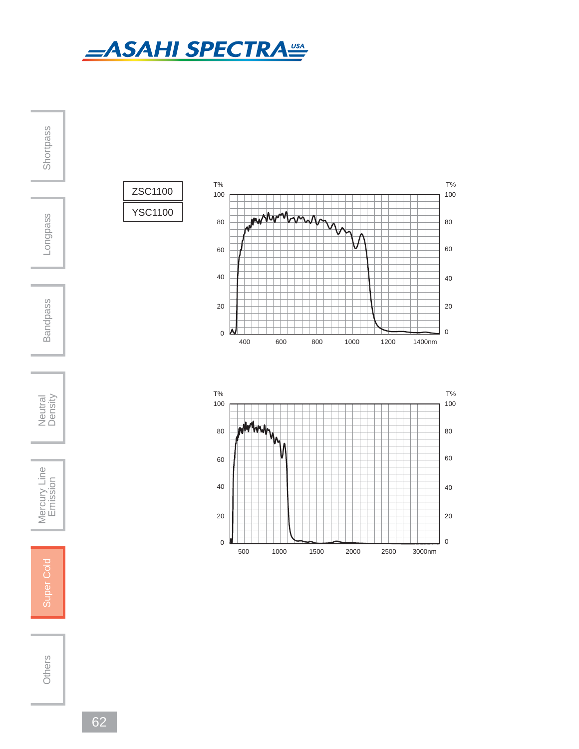ZSC1100

YSC1100

T%
100
80
60
40
20
0
400
600
800
1000
1200
1400nm
T%
100
80
60
40
20
0

T%
100
80
60
40
20
0
500
1000
1500
2000
2500
3000nm
T%
100
80
60
40
20
0